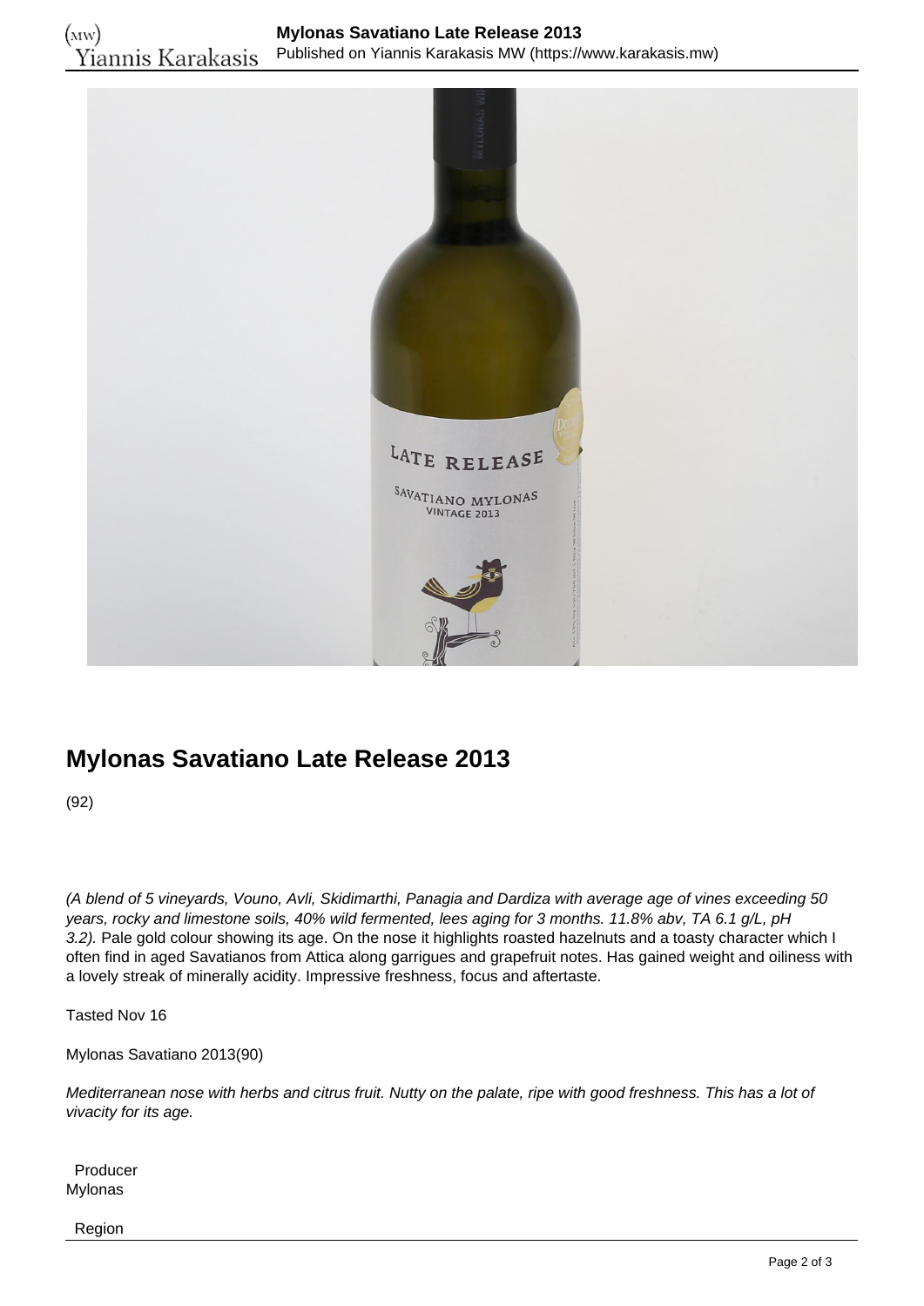# Mylonas Savatiano Late Release 2013

(92)

*(A blend of 5 vineyards, Vouno, Avli, Skidimarthi, Panagia and Dardiza with average age of vines exceeding 50 years, rocky and limestone soils, 40% wild fermented, lees aging for 3 months. 11.8% abv, TA 6.1 g/L, pH 3.2).* Pale gold colour showing its age. On the nose it highlights roasted hazelnuts and a toasty character which I often find in aged Savatianos from Attica along garrigues and grapefruit notes. Has gained weight and oiliness with a lovely streak of minerally acidity. Impressive freshness, focus and aftertaste.

Tasted Nov 16

Mylonas Savatiano 2013(90)

*Mediterranean nose with herbs and citrus fruit. Nutty on the palate, ripe with good freshness. This has a lot of vivacity for its age.*

Producer
Mylonas

Region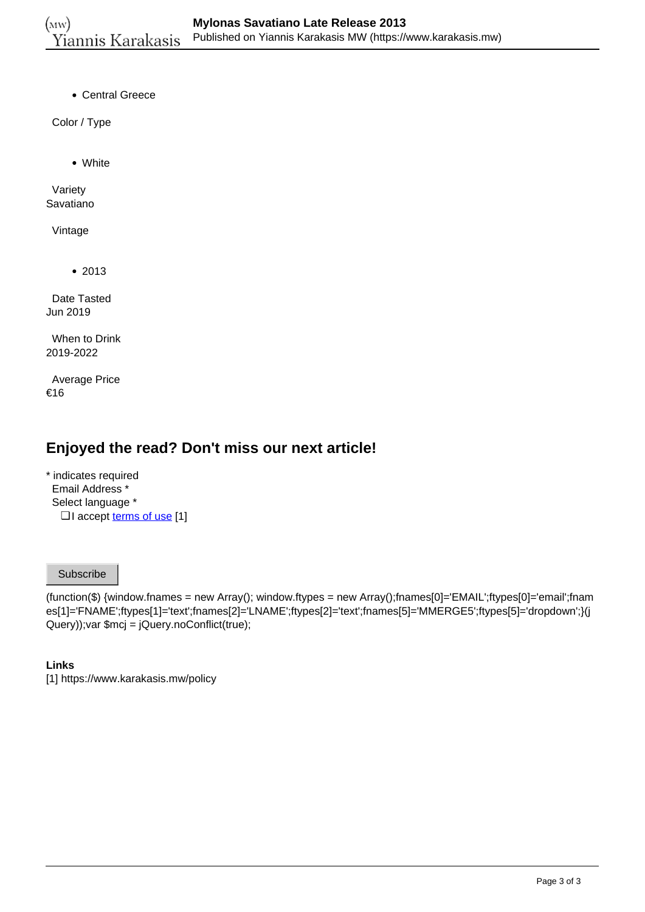- Central Greece

Color / Type

- White

Variety
Savatiano

Vintage

- 2013

Date Tasted
Jun 2019

When to Drink
2019-2022

Average Price
€16

## Enjoyed the read? Don't miss our next article!

* indicates required
Email Address *
Select language *
❑I accept terms of use [1]

Subscribe

```
(function($) {window.fnames = new Array(); window.ftypes = new Array();fnames[0]='EMAIL';ftypes[0]='email';fnames[1]='FNAME';ftypes[1]='text';fnames[2]='LNAME';ftypes[2]='text';fnames[5]='MMERGE5';ftypes[5]='dropdown';}(jQuery));var $mcj = jQuery.noConflict(true);
```

**Links**
[1] https://www.karakasis.mw/policy